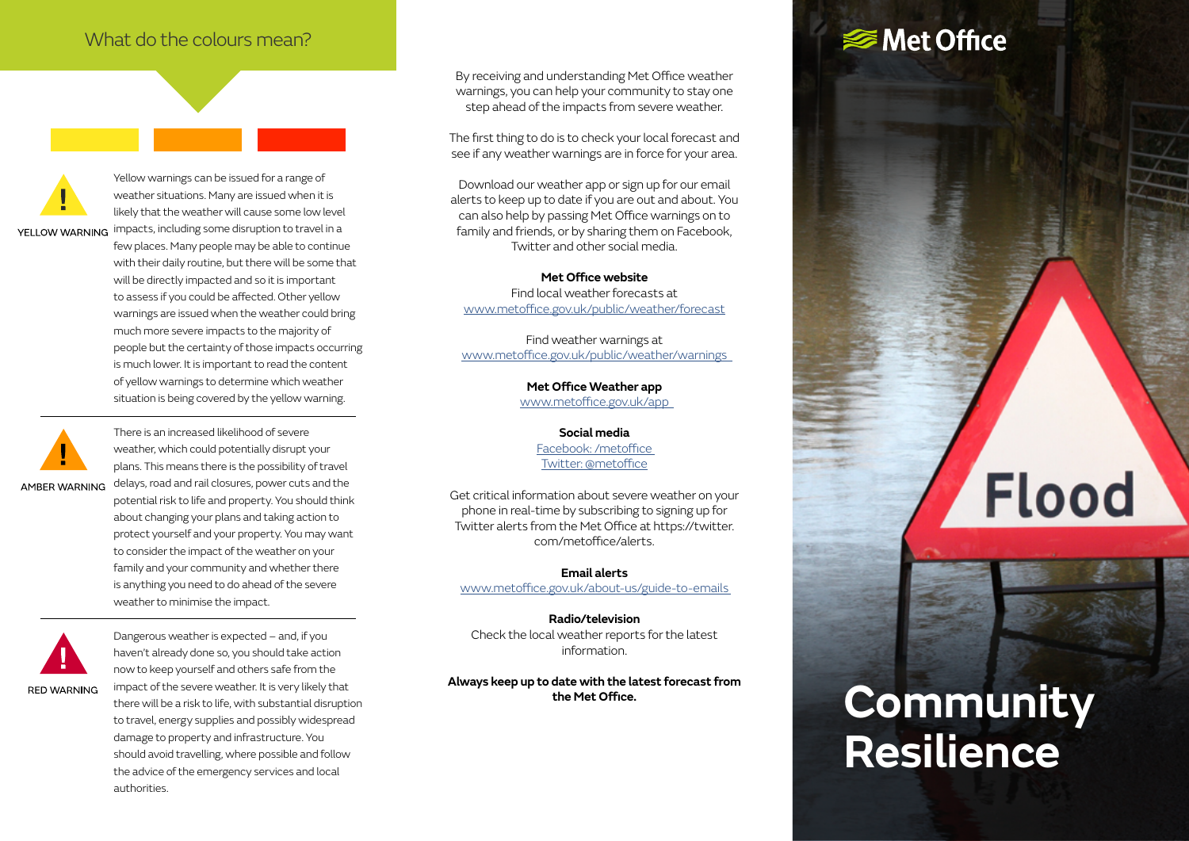## What do the colours mean?

**YELLOW WARNING**

Yellow warnings can be issued for a range of weather situations. Many are issued when it is likely that the weather will cause some low level impacts, including some disruption to travel in a few places. Many people may be able to continue with their daily routine, but there will be some that will be directly impacted and so it is important to assess if you could be affected. Other yellow warnings are issued when the weather could bring much more severe impacts to the majority of people but the certainty of those impacts occurring is much lower. It is important to read the content of yellow warnings to determine which weather situation is being covered by the yellow warning.

**AMBER WARNING**

There is an increased likelihood of severe weather, which could potentially disrupt your plans. This means there is the possibility of travel delays, road and rail closures, power cuts and the potential risk to life and property. You should think about changing your plans and taking action to protect yourself and your property. You may want to consider the impact of the weather on your family and your community and whether there is anything you need to do ahead of the severe weather to minimise the impact.

**RED WARNING**

Dangerous weather is expected – and, if you haven't already done so, you should take action now to keep yourself and others safe from the impact of the severe weather. It is very likely that there will be a risk to life, with substantial disruption to travel, energy supplies and possibly widespread damage to property and infrastructure. You should avoid travelling, where possible and follow the advice of the emergency services and local authorities.

By receiving and understanding Met Office weather warnings, you can help your community to stay one step ahead of the impacts from severe weather.

The first thing to do is to check your local forecast and see if any weather warnings are in force for your area.

Download our weather app or sign up for our email alerts to keep up to date if you are out and about. You can also help by passing Met Office warnings on to family and friends, or by sharing them on Facebook, Twitter and other social media.

**Met Office website**
Find local weather forecasts at
www.metoffice.gov.uk/public/weather/forecast

Find weather warnings at
www.metoffice.gov.uk/public/weather/warnings

**Met Office Weather app**
www.metoffice.gov.uk/app

**Social media**
Facebook: /metoffice
Twitter: @metoffice

Get critical information about severe weather on your phone in real-time by subscribing to signing up for Twitter alerts from the Met Office at https://twitter.com/metoffice/alerts.

**Email alerts**
www.metoffice.gov.uk/about-us/guide-to-emails

**Radio/television**
Check the local weather reports for the latest information.

**Always keep up to date with the latest forecast from the Met Office.**

Met Office

Flood

# Community Resilience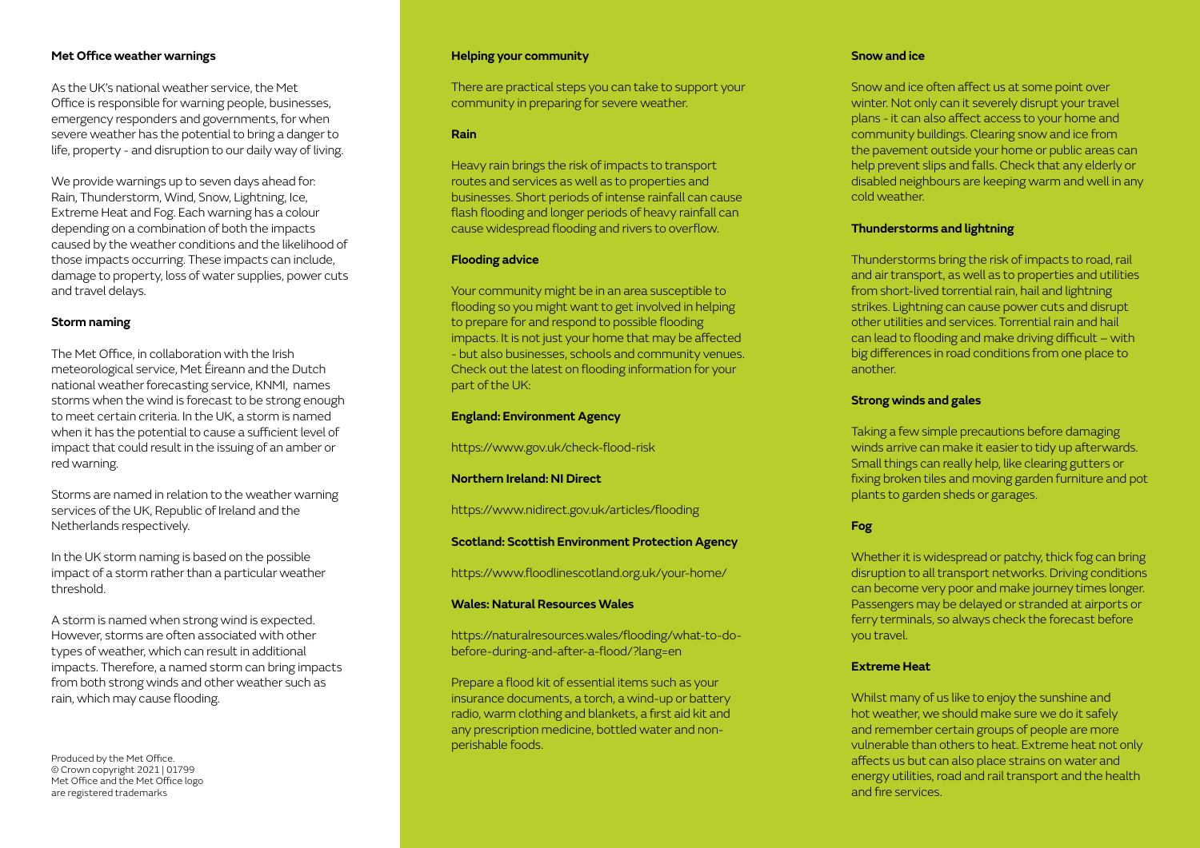## Met Office weather warnings

As the UK's national weather service, the Met Office is responsible for warning people, businesses, emergency responders and governments, for when severe weather has the potential to bring a danger to life, property - and disruption to our daily way of living.

We provide warnings up to seven days ahead for: Rain, Thunderstorm, Wind, Snow, Lightning, Ice, Extreme Heat and Fog. Each warning has a colour depending on a combination of both the impacts caused by the weather conditions and the likelihood of those impacts occurring. These impacts can include, damage to property, loss of water supplies, power cuts and travel delays.

## Storm naming

The Met Office, in collaboration with the Irish meteorological service, Met Éireann and the Dutch national weather forecasting service, KNMI, names storms when the wind is forecast to be strong enough to meet certain criteria. In the UK, a storm is named when it has the potential to cause a sufficient level of impact that could result in the issuing of an amber or red warning.

Storms are named in relation to the weather warning services of the UK, Republic of Ireland and the Netherlands respectively.

In the UK storm naming is based on the possible impact of a storm rather than a particular weather threshold.

A storm is named when strong wind is expected. However, storms are often associated with other types of weather, which can result in additional impacts. Therefore, a named storm can bring impacts from both strong winds and other weather such as rain, which may cause flooding.

Produced by the Met Office.
© Crown copyright 2021 | 01799
Met Office and the Met Office logo are registered trademarks

## Helping your community

There are practical steps you can take to support your community in preparing for severe weather.

### Rain

Heavy rain brings the risk of impacts to transport routes and services as well as to properties and businesses. Short periods of intense rainfall can cause flash flooding and longer periods of heavy rainfall can cause widespread flooding and rivers to overflow.

### Flooding advice

Your community might be in an area susceptible to flooding so you might want to get involved in helping to prepare for and respond to possible flooding impacts. It is not just your home that may be affected - but also businesses, schools and community venues. Check out the latest on flooding information for your part of the UK:

**England: Environment Agency**

https://www.gov.uk/check-flood-risk

**Northern Ireland: NI Direct**

https://www.nidirect.gov.uk/articles/flooding

**Scotland: Scottish Environment Protection Agency**

https://www.floodlinescotland.org.uk/your-home/

**Wales: Natural Resources Wales**

https://naturalresources.wales/flooding/what-to-do-before-during-and-after-a-flood/?lang=en

Prepare a flood kit of essential items such as your insurance documents, a torch, a wind-up or battery radio, warm clothing and blankets, a first aid kit and any prescription medicine, bottled water and non-perishable foods.

### Snow and ice

Snow and ice often affect us at some point over winter. Not only can it severely disrupt your travel plans - it can also affect access to your home and community buildings. Clearing snow and ice from the pavement outside your home or public areas can help prevent slips and falls. Check that any elderly or disabled neighbours are keeping warm and well in any cold weather.

### Thunderstorms and lightning

Thunderstorms bring the risk of impacts to road, rail and air transport, as well as to properties and utilities from short-lived torrential rain, hail and lightning strikes. Lightning can cause power cuts and disrupt other utilities and services. Torrential rain and hail can lead to flooding and make driving difficult – with big differences in road conditions from one place to another.

### Strong winds and gales

Taking a few simple precautions before damaging winds arrive can make it easier to tidy up afterwards. Small things can really help, like clearing gutters or fixing broken tiles and moving garden furniture and pot plants to garden sheds or garages.

### Fog

Whether it is widespread or patchy, thick fog can bring disruption to all transport networks. Driving conditions can become very poor and make journey times longer. Passengers may be delayed or stranded at airports or ferry terminals, so always check the forecast before you travel.

### Extreme Heat

Whilst many of us like to enjoy the sunshine and hot weather, we should make sure we do it safely and remember certain groups of people are more vulnerable than others to heat. Extreme heat not only affects us but can also place strains on water and energy utilities, road and rail transport and the health and fire services.